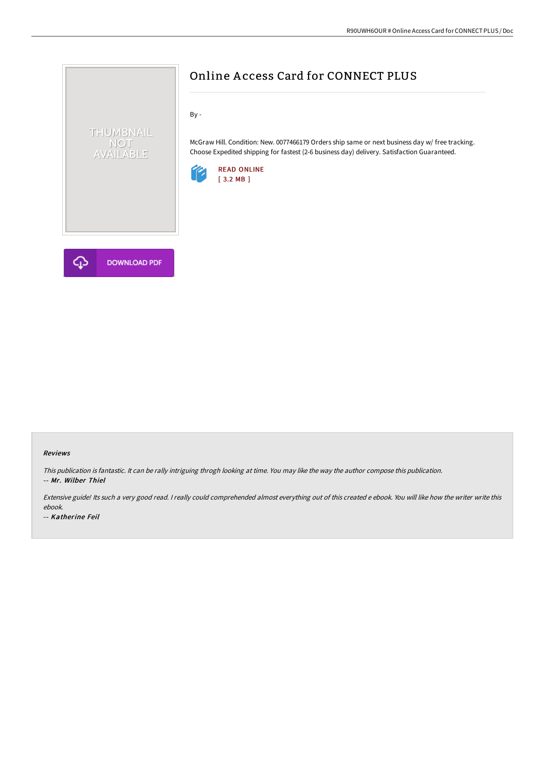# Online Access Card for CONNECT PLUS

By -

McGraw Hill. Condition: New. 0077466179 Orders ship same or next business day w/ free tracking. Choose Expedited shipping for fastest (2-6 business day) delivery. Satisfaction Guaranteed.

READ ONLINE
[ 3.2 MB ]

DOWNLOAD PDF

#### Reviews

*This publication is fantastic. It can be rally intriguing throgh looking at time. You may like the way the author compose this publication.*
-- *Mr. Wilber Thiel*

*Extensive guide! Its such a very good read. I really could comprehended almost everything out of this created e ebook. You will like how the writer write this ebook.*
-- *Katherine Feil*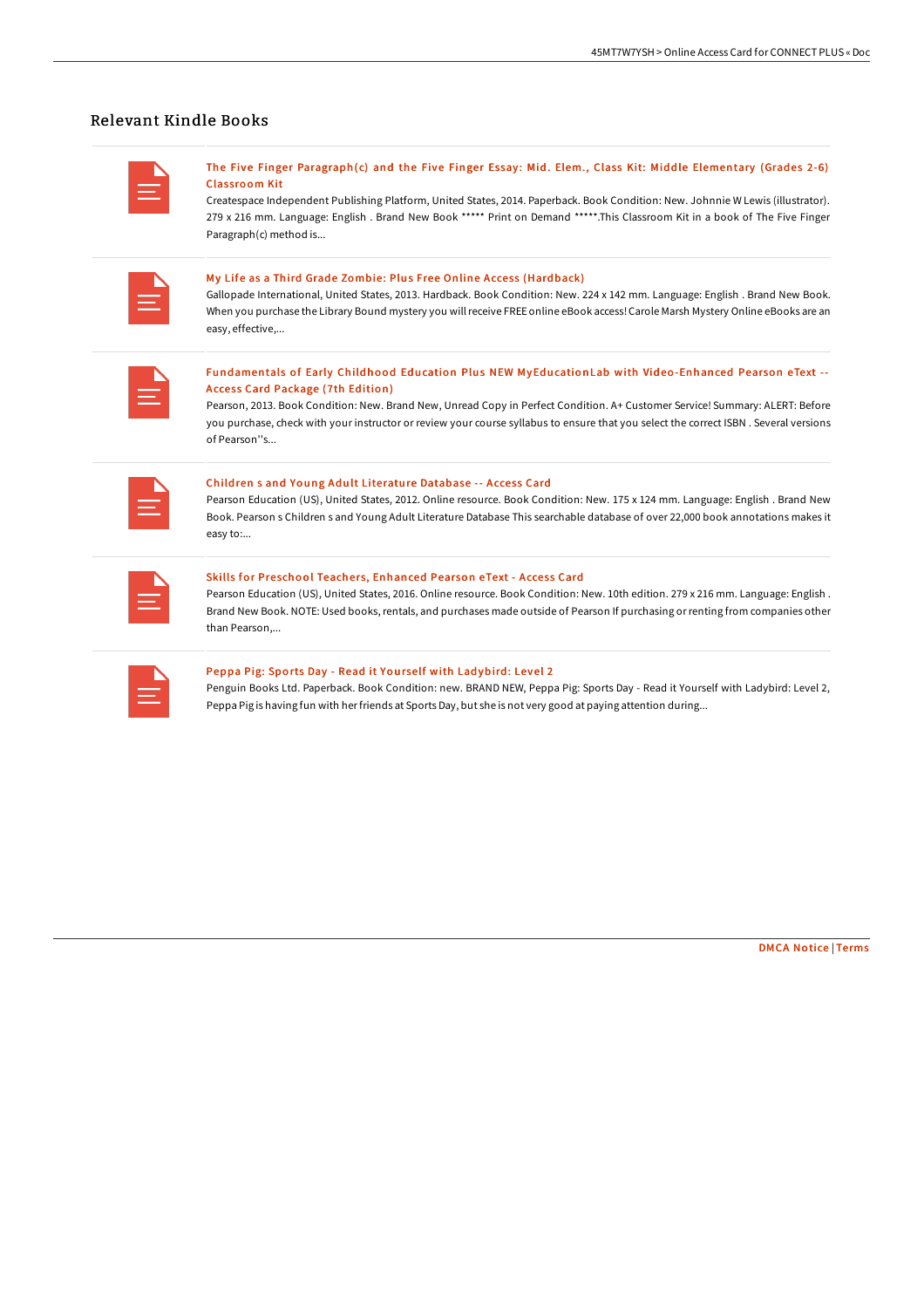## Relevant Kindle Books

**The Five Finger Paragraph(c) and the Five Finger Essay: Mid. Elem., Class Kit: Middle Elementary (Grades 2-6) Classroom Kit**

Createspace Independent Publishing Platform, United States, 2014. Paperback. Book Condition: New. Johnnie W Lewis (illustrator). 279 x 216 mm. Language: English . Brand New Book ***** Print on Demand *****.This Classroom Kit in a book of The Five Finger Paragraph(c) method is...

**My Life as a Third Grade Zombie: Plus Free Online Access (Hardback)**

Gallopade International, United States, 2013. Hardback. Book Condition: New. 224 x 142 mm. Language: English . Brand New Book. When you purchase the Library Bound mystery you will receive FREE online eBook access! Carole Marsh Mystery Online eBooks are an easy, effective,...

**Fundamentals of Early Childhood Education Plus NEW MyEducationLab with Video-Enhanced Pearson eText -- Access Card Package (7th Edition)**

Pearson, 2013. Book Condition: New. Brand New, Unread Copy in Perfect Condition. A+ Customer Service! Summary: ALERT: Before you purchase, check with your instructor or review your course syllabus to ensure that you select the correct ISBN . Several versions of Pearson''s...

**Children s and Young Adult Literature Database -- Access Card**

Pearson Education (US), United States, 2012. Online resource. Book Condition: New. 175 x 124 mm. Language: English . Brand New Book. Pearson s Children s and Young Adult Literature Database This searchable database of over 22,000 book annotations makes it easy to:...

**Skills for Preschool Teachers, Enhanced Pearson eText - Access Card**

Pearson Education (US), United States, 2016. Online resource. Book Condition: New. 10th edition. 279 x 216 mm. Language: English . Brand New Book. NOTE: Used books, rentals, and purchases made outside of Pearson If purchasing or renting from companies other than Pearson,...

**Peppa Pig: Sports Day - Read it Yourself with Ladybird: Level 2**

Penguin Books Ltd. Paperback. Book Condition: new. BRAND NEW, Peppa Pig: Sports Day - Read it Yourself with Ladybird: Level 2, Peppa Pig is having fun with her friends at Sports Day, but she is not very good at paying attention during...